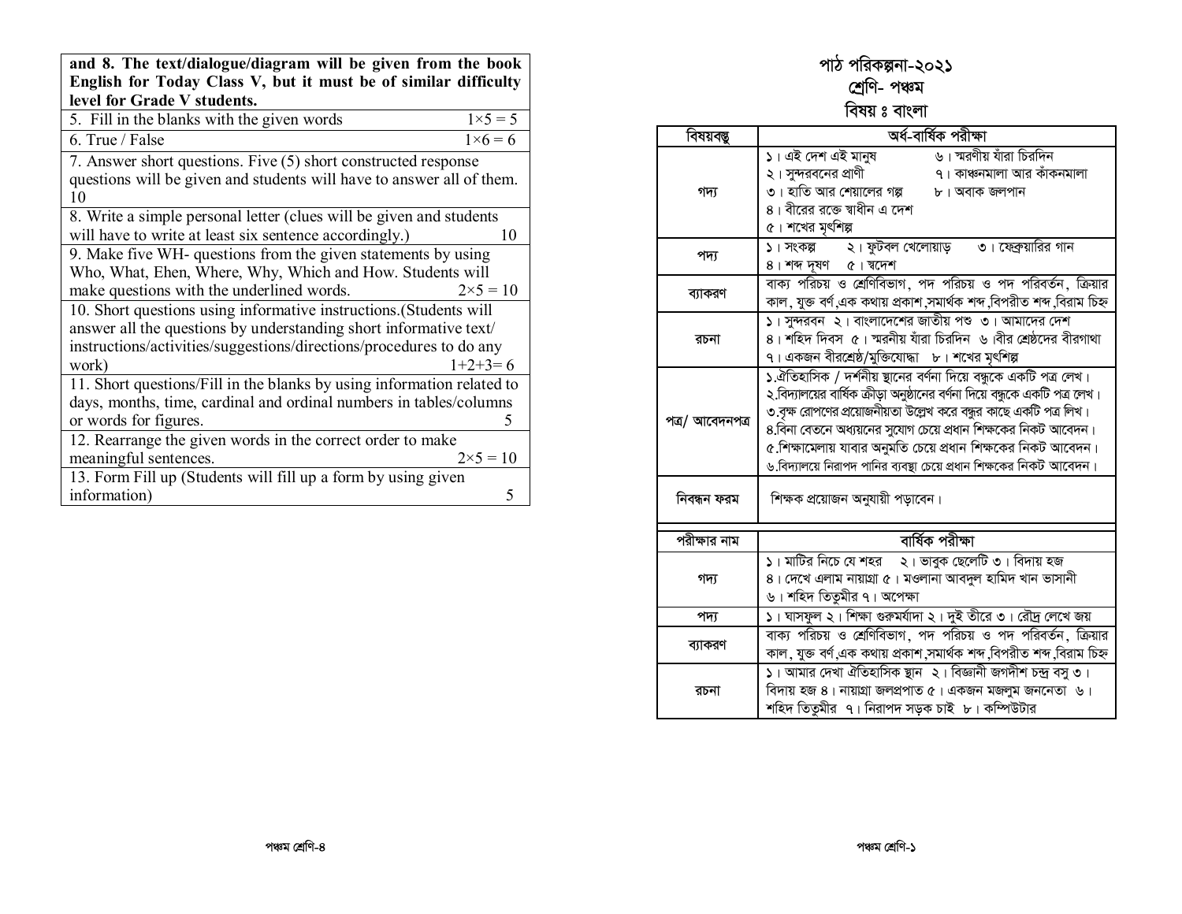| and 8. The text/dialogue/diagram will be given from the book English for Today Class V, but it must be of similar difficulty level for Grade V students. | |
|---|---|
| 5. Fill in the blanks with the given words | 1×5 = 5 |
| 6. True / False | 1×6 = 6 |
| 7. Answer short questions. Five (5) short constructed response questions will be given and students will have to answer all of them. | 10 |
| 8. Write a simple personal letter (clues will be given and students will have to write at least six sentence accordingly.) | 10 |
| 9. Make five WH- questions from the given statements by using Who, What, Ehen, Where, Why, Which and How. Students will make questions with the underlined words. | 2×5 = 10 |
| 10. Short questions using informative instructions.(Students will answer all the questions by understanding short informative text/ instructions/activities/suggestions/directions/procedures to do any work) | 1+2+3= 6 |
| 11. Short questions/Fill in the blanks by using information related to days, months, time, cardinal and ordinal numbers in tables/columns or words for figures. | 5 |
| 12. Rearrange the given words in the correct order to make meaningful sentences. | 2×5 = 10 |
| 13. Form Fill up (Students will fill up a form by using given information) | 5 |

# পাঠ পরিকল্পনা-২০২১
## শ্রেণি- পঞ্চম
## বিষয় ঃ বাংলা

| বিষয়বস্তু | অর্ধ-বার্ষিক পরীক্ষা |
|---|---|
| গদ্য | ১। এই দেশ এই মানুষ ২। সুন্দরবনের প্রাণী ৩। হাতি আর শেয়ালের গল্প ৪। বীরের রক্তে স্বাধীন এ দেশ ৫। শখের মৃৎশিল্প ৬। স্মরণীয় যাঁরা চিরদিন ৭। কাঞ্চনমালা আর কাঁকনমালা ৮। অবাক জলপান |
| পদ্য | ১। সংকল্প ২। ফুটবল খেলোয়াড় ৩। ফেব্রুয়ারির গান ৪। শব্দ দূষণ ৫। স্বদেশ |
| ব্যাকরণ | বাক্য পরিচয় ও শ্রেণিবিভাগ, পদ পরিচয় ও পদ পরিবর্তন, ক্রিয়ার কাল, যুক্ত বর্ণ,এক কথায় প্রকাশ,সমার্থক শব্দ,বিপরীত শব্দ,বিরাম চিহ্ন |
| রচনা | ১। সুন্দরবন ২। বাংলাদেশের জাতীয় পশু ৩। আমাদের দেশ ৪। শহিদ দিবস ৫। স্মরনীয় যাঁরা চিরদিন ৬।বীর শ্রেষ্ঠদের বীরগাথা ৭। একজন বীরশ্রেষ্ঠ/মুক্তিযোদ্ধা ৮। শখের মৃৎশিল্প |
| পত্র/ আবেদনপত্র | ১.ঐতিহাসিক / দর্শনীয় স্থানের বর্ণনা দিয়ে বন্ধুকে একটি পত্র লেখ। ২.বিদ্যালয়ের বার্ষিক ক্রীড়া অনুষ্ঠানের বর্ণনা দিয়ে বন্ধুকে একটি পত্র লেখ। ৩.বৃক্ষ রোপণের প্রয়োজনীয়তা উল্লেখ করে বন্ধুর কাছে একটি পত্র লিখ। ৪.বিনা বেতনে অধ্যয়নের সুযোগ চেয়ে প্রধান শিক্ষকের নিকট আবেদন। ৫.শিক্ষামেলায় যাবার অনুমতি চেয়ে প্রধান শিক্ষকের নিকট আবেদন। ৬.বিদ্যালয়ে নিরাপদ পানির ব্যবস্থা চেয়ে প্রধান শিক্ষকের নিকট আবেদন। |
| নিবন্ধন ফরম | শিক্ষক প্রয়োজন অনুযায়ী পড়াবেন। |

| পরীক্ষার নাম | বার্ষিক পরীক্ষা |
|---|---|
| গদ্য | ১। মাটির নিচে যে শহর ২। ভাবুক ছেলেটি ৩। বিদায় হজ ৪। দেখে এলাম নায়াগ্রা ৫। মওলানা আবদুল হামিদ খান ভাসানী ৬। শহিদ তিতুমীর ৭। অপেক্ষা |
| পদ্য | ১। ঘাসফুল ২। শিক্ষা গুরুমর্যাদা ২। দুই তীরে ৩। রৌদ্র লেখে জয় |
| ব্যাকরণ | বাক্য পরিচয় ও শ্রেণিবিভাগ, পদ পরিচয় ও পদ পরিবর্তন, ক্রিয়ার কাল, যুক্ত বর্ণ,এক কথায় প্রকাশ,সমার্থক শব্দ,বিপরীত শব্দ,বিরাম চিহ্ন |
| রচনা | ১। আমার দেখা ঐতিহাসিক স্থান ২। বিজ্ঞানী জগদীশ চন্দ্র বসু ৩। বিদায় হজ ৪। নায়াগ্রা জলপ্রপাত ৫। একজন মজলুম জননেতা ৬। শহিদ তিতুমীর ৭। নিরাপদ সড়ক চাই ৮। কম্পিউটার |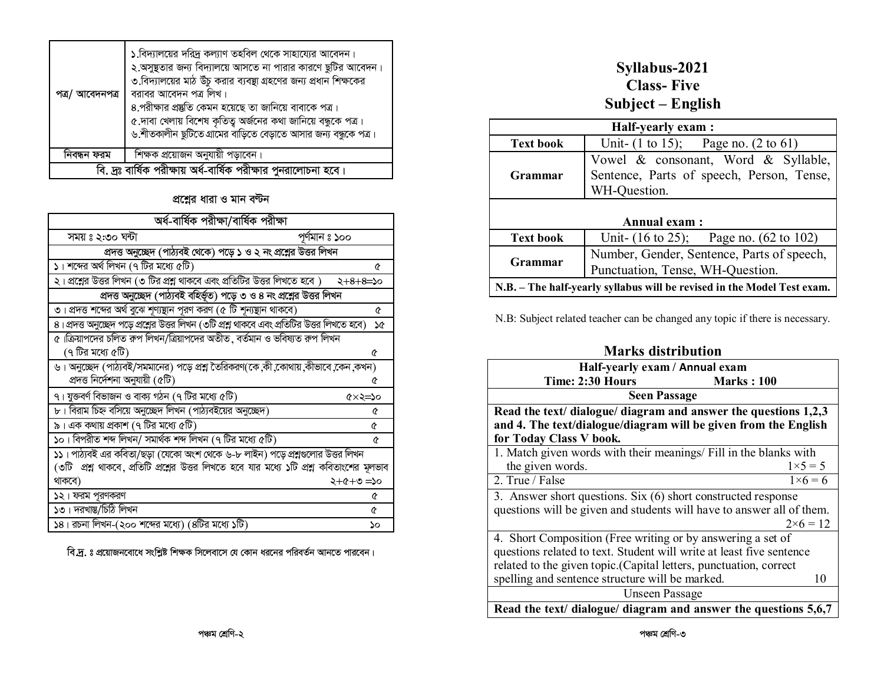| পত্র/ আবেদনপত্র | ১.বিদ্যালয়ের দরিদ্র কল্যাণ তহবিল থেকে সাহায্যের আবেদন।<br>২.অসুস্থতার জন্য বিদ্যালয়ে আসতে না পারার কারণে ছুটির আবেদন।<br>৩.বিদ্যালয়ের মাঠ উঁচু করার ব্যবস্থা গ্রহণের জন্য প্রধান শিক্ষকের বরাবর আবেদন পত্র লিখ।<br>৪.পরীক্ষার প্রস্তুতি কেমন হয়েছে তা জানিয়ে বাবাকে পত্র।<br>৫.দাবা খেলায় বিশেষ কৃতিত্ব অর্জনের কথা জানিয়ে বন্ধুকে পত্র।<br>৬.শীতকালীন ছুটিতে গ্রামের বাড়িতে বেড়াতে আসার জন্য বন্ধুকে পত্র। |
|---|---|
| নিবন্ধন ফরম | শিক্ষক প্রয়োজন অনুযায়ী পড়াবেন। |
| বি. দ্রঃ বার্ষিক পরীক্ষায় অর্ধ-বার্ষিক পরীক্ষার পুনরালোচনা হবে। | |

### প্রশ্নের ধারা ও মান বন্টন

| অর্ধ-বার্ষিক পরীক্ষা/বার্ষিক পরীক্ষা | |
|---|---|
| সময় ঃ ২:৩০ ঘন্টা | পূর্ণমান ঃ ১০০ |
| প্রদত্ত অনুচ্ছেদ (পাঠ্যবই থেকে) পড়ে ১ ও ২ নং প্রশ্নের উত্তর লিখন | |
| ১। শব্দের অর্থ লিখন (৭ টির মধ্যে ৫টি) | ৫ |
| ২। প্রশ্নের উত্তর লিখন (৩ টির প্রশ্ন থাকবে এবং প্রতিটির উত্তর লিখতে হবে ) | ২+৪+৪=১০ |
| প্রদত্ত অনুচ্ছেদ (পাঠ্যবই বহির্ভূত) পড়ে ৩ ও ৪ নং প্রশ্নের উত্তর লিখন | |
| ৩। প্রদত্ত শব্দের অর্থ বুঝে শূণ্যস্থান পূরণ করণ (৫ টি শূন্যস্থান থাকবে) | ৫ |
| ৪। প্রদত্ত অনুচ্ছেদ পড়ে প্রশ্নের উত্তর লিখন (৩টি প্রশ্ন থাকবে এবং প্রতিটির উত্তর লিখতে হবে) | ১৫ |
| ৫।ক্রিয়াপদের চলিত রূপ লিখন/ক্রিয়াপদের অতীত, বর্তমান ও ভবিষ্যত রূপ লিখন (৭ টির মধ্যে ৫টি) | ৫ |
| ৬। অনুচ্ছেদ (পাঠ্যবই/সমমানের) পড়ে প্রশ্ন তৈরিকরণ(কে,কী,কোথায়,কীভাবে,কেন,কখন) প্রদত্ত নির্দেশনা অনুযায়ী (৫টি) | ৫ |
| ৭। যুক্তবর্ণ বিভাজন ও বাক্য গঠন (৭ টির মধ্যে ৫টি) | ৫×২=১০ |
| ৮। বিরাম চিহ্ন বসিয়ে অনুচ্ছেদ লিখন (পাঠ্যবইয়ের অনুচ্ছেদ) | ৫ |
| ৯। এক কথায় প্রকাশ (৭ টির মধ্যে ৫টি) | ৫ |
| ১০। বিপরীত শব্দ লিখন/ সমার্থক শব্দ লিখন (৭ টির মধ্যে ৫টি) | ৫ |
| ১১। পাঠ্যবই এর কবিতা/ছড়া (যেকো অংশ থেকে ৬-৮ লাইন) পড়ে প্রশ্নগুলোর উত্তর লিখন (৩টি প্রশ্ন থাকবে, প্রতিটি প্রশ্নের উত্তর লিখতে হবে যার মধ্যে ১টি প্রশ্ন কবিতাংশের মূলভাব থাকবে) | ২+৫+৩ =১০ |
| ১২। ফরম পূরণকরণ | ৫ |
| ১৩। দরখাস্ত/চিঠি লিখন | ৫ |
| ১৪। রচনা লিখন-(২০০ শব্দের মধ্যে) (৪টির মধ্যে ১টি) | ১০ |

বি.দ্র. ঃ প্রয়োজনবোধে সংশ্লিষ্ট শিক্ষক সিলেবাসে যে কোন ধরনের পরিবর্তন আনতে পারবেন।

# Syllabus-2021
## Class- Five
## Subject – English

| Half-yearly exam : | |
|---|---|
| **Text book** | Unit- (1 to 15); Page no. (2 to 61) |
| **Grammar** | Vowel & consonant, Word & Syllable, Sentence, Parts of speech, Person, Tense, WH-Question. |
| **Annual exam :** | |
| **Text book** | Unit- (16 to 25); Page no. (62 to 102) |
| **Grammar** | Number, Gender, Sentence, Parts of speech, Punctuation, Tense, WH-Question. |
| **N.B. – The half-yearly syllabus will be revised in the Model Test exam.** | |

N.B: Subject related teacher can be changed any topic if there is necessary.

## Marks distribution

| Half-yearly exam / Annual exam<br>Time: 2:30 Hours Marks : 100 | |
|---|---|
| **Seen Passage** | |
| **Read the text/ dialogue/ diagram and answer the questions 1,2,3 and 4. The text/dialogue/diagram will be given from the English for Today Class V book.** | |
| 1. Match given words with their meanings/ Fill in the blanks with the given words. | 1×5 = 5 |
| 2. True / False | 1×6 = 6 |
| 3. Answer short questions. Six (6) short constructed response questions will be given and students will have to answer all of them. | 2×6 = 12 |
| 4. Short Composition (Free writing or by answering a set of questions related to text. Student will write at least five sentence related to the given topic.(Capital letters, punctuation, correct spelling and sentence structure will be marked. | 10 |
| Unseen Passage | |
| **Read the text/ dialogue/ diagram and answer the questions 5,6,7** | |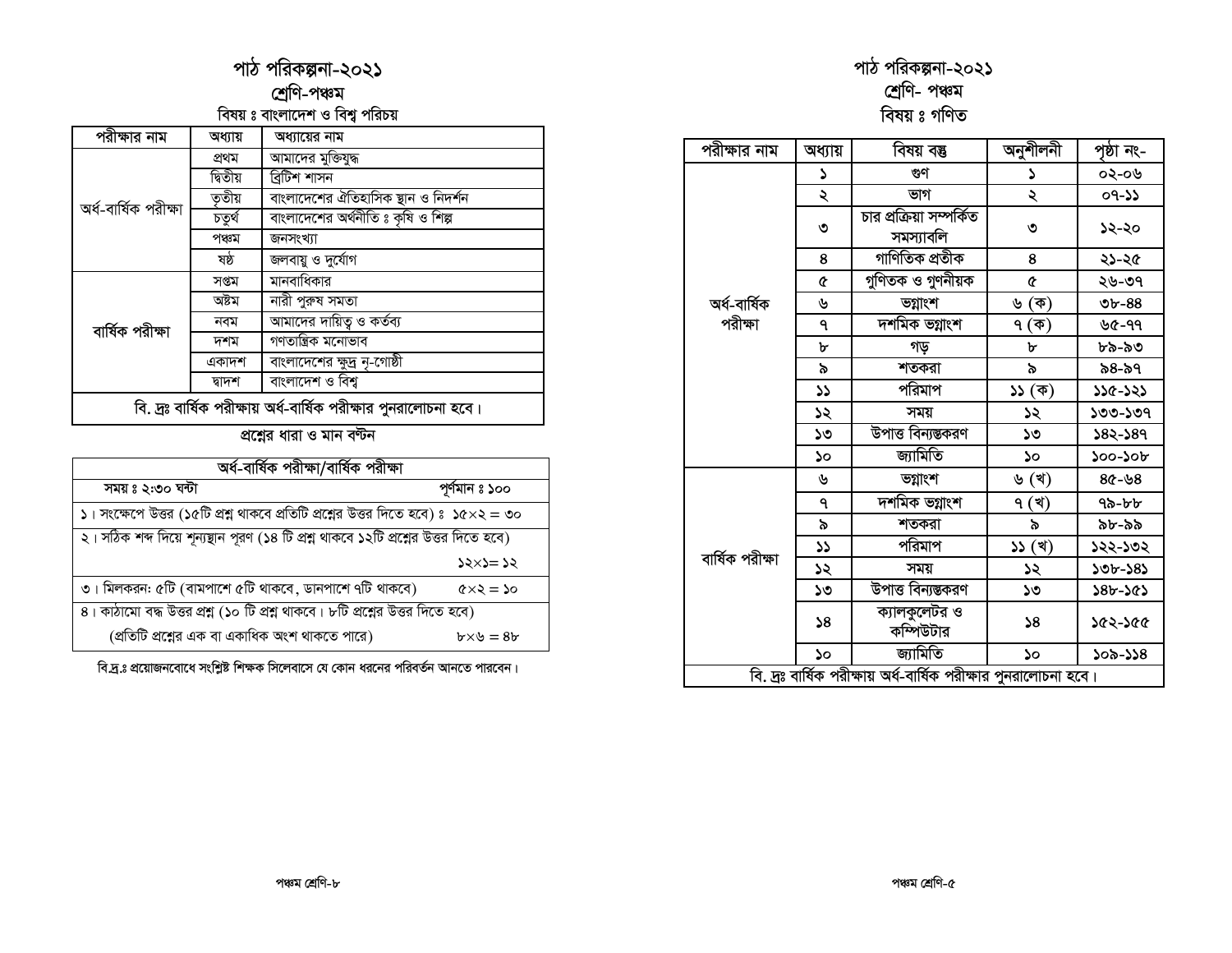# পাঠ পরিকল্পনা-২০২১

## শ্রেণি-পঞ্চম

### বিষয় ঃ বাংলাদেশ ও বিশ্ব পরিচয়

| পরীক্ষার নাম | অধ্যায় | অধ্যায়ের নাম |
|---|---|---|
| অর্ধ-বার্ষিক পরীক্ষা | প্রথম | আমাদের মুক্তিযুদ্ধ |
| | দ্বিতীয় | ব্রিটিশ শাসন |
| | তৃতীয় | বাংলাদেশের ঐতিহাসিক স্থান ও নিদর্শন |
| | চতুর্থ | বাংলাদেশের অর্থনীতি ঃ কৃষি ও শিল্প |
| | পঞ্চম | জনসংখ্যা |
| | ষষ্ঠ | জলবায়ু ও দুর্যোগ |
| বার্ষিক পরীক্ষা | সপ্তম | মানবাধিকার |
| | অষ্টম | নারী পুরুষ সমতা |
| | নবম | আমাদের দায়িত্ব ও কর্তব্য |
| | দশম | গণতান্ত্রিক মনোভাব |
| | একাদশ | বাংলাদেশের ক্ষুদ্র নৃ-গোষ্ঠী |
| | দ্বাদশ | বাংলাদেশ ও বিশ্ব |
| বি. দ্রঃ বার্ষিক পরীক্ষায় অর্ধ-বার্ষিক পরীক্ষার পুনরালোচনা হবে। | | |

### প্রশ্নের ধারা ও মান বণ্টন

| অর্ধ-বার্ষিক পরীক্ষা/বার্ষিক পরীক্ষা | |
|---|---|
| সময় ঃ ২:৩০ ঘন্টা | পূর্ণমান ঃ ১০০ |
| ১। সংক্ষেপে উত্তর (১৫টি প্রশ্ন থাকবে প্রতিটি প্রশ্নের উত্তর দিতে হবে) ঃ | ১৫×২ = ৩০ |
| ২। সঠিক শব্দ দিয়ে শূন্যস্থান পূরণ (১৪ টি প্রশ্ন থাকবে ১২টি প্রশ্নের উত্তর দিতে হবে) | ১২×১= ১২ |
| ৩। মিলকরন: ৫টি (বামপাশে ৫টি থাকবে, ডানপাশে ৭টি থাকবে) | ৫×২ = ১০ |
| ৪। কাঠামো বদ্ধ উত্তর প্রশ্ন (১০ টি প্রশ্ন থাকবে। ৮টি প্রশ্নের উত্তর দিতে হবে) (প্রতিটি প্রশ্নের এক বা একাধিক অংশ থাকতে পারে) | ৮×৬ = ৪৮ |

বি.দ্রঃ প্রয়োজনবোধে সংশ্লিষ্ট শিক্ষক সিলেবাসে যে কোন ধরনের পরিবর্তন আনতে পারবেন।

# পাঠ পরিকল্পনা-২০২১

## শ্রেণি- পঞ্চম

### বিষয় ঃ গণিত

| পরীক্ষার নাম | অধ্যায় | বিষয় বস্তু | অনুশীলনী | পৃষ্ঠা নং- |
|---|---|---|---|---|
| অর্ধ-বার্ষিক পরীক্ষা | ১ | গুণ | ১ | ০২-০৬ |
| | ২ | ভাগ | ২ | ০৭-১১ |
| | ৩ | চার প্রক্রিয়া সম্পর্কিত সমস্যাবলি | ৩ | ১২-২০ |
| | ৪ | গাণিতিক প্রতীক | ৪ | ২১-২৫ |
| | ৫ | গুণিতক ও গুণনীয়ক | ৫ | ২৬-৩৭ |
| | ৬ | ভগ্নাংশ | ৬ (ক) | ৩৮-৪৪ |
| | ৭ | দশমিক ভগ্নাংশ | ৭ (ক) | ৬৫-৭৭ |
| | ৮ | গড় | ৮ | ৮৯-৯৩ |
| | ৯ | শতকরা | ৯ | ৯৪-৯৭ |
| | ১১ | পরিমাপ | ১১ (ক) | ১১৫-১২১ |
| | ১২ | সময় | ১২ | ১৩৩-১৩৭ |
| | ১৩ | উপাত্ত বিন্যস্তকরণ | ১৩ | ১৪২-১৪৭ |
| | ১০ | জ্যামিতি | ১০ | ১০০-১০৮ |
| বার্ষিক পরীক্ষা | ৬ | ভগ্নাংশ | ৬ (খ) | ৪৫-৬৪ |
| | ৭ | দশমিক ভগ্নাংশ | ৭ (খ) | ৭৯-৮৮ |
| | ৯ | শতকরা | ৯ | ৯৮-৯৯ |
| | ১১ | পরিমাপ | ১১ (খ) | ১২২-১৩২ |
| | ১২ | সময় | ১২ | ১৩৮-১৪১ |
| | ১৩ | উপাত্ত বিন্যস্তকরণ | ১৩ | ১৪৮-১৫১ |
| | ১৪ | ক্যালকুলেটর ও কম্পিউটার | ১৪ | ১৫২-১৫৫ |
| | ১০ | জ্যামিতি | ১০ | ১০৯-১১৪ |
| বি. দ্রঃ বার্ষিক পরীক্ষায় অর্ধ-বার্ষিক পরীক্ষার পুনরালোচনা হবে। | | | | |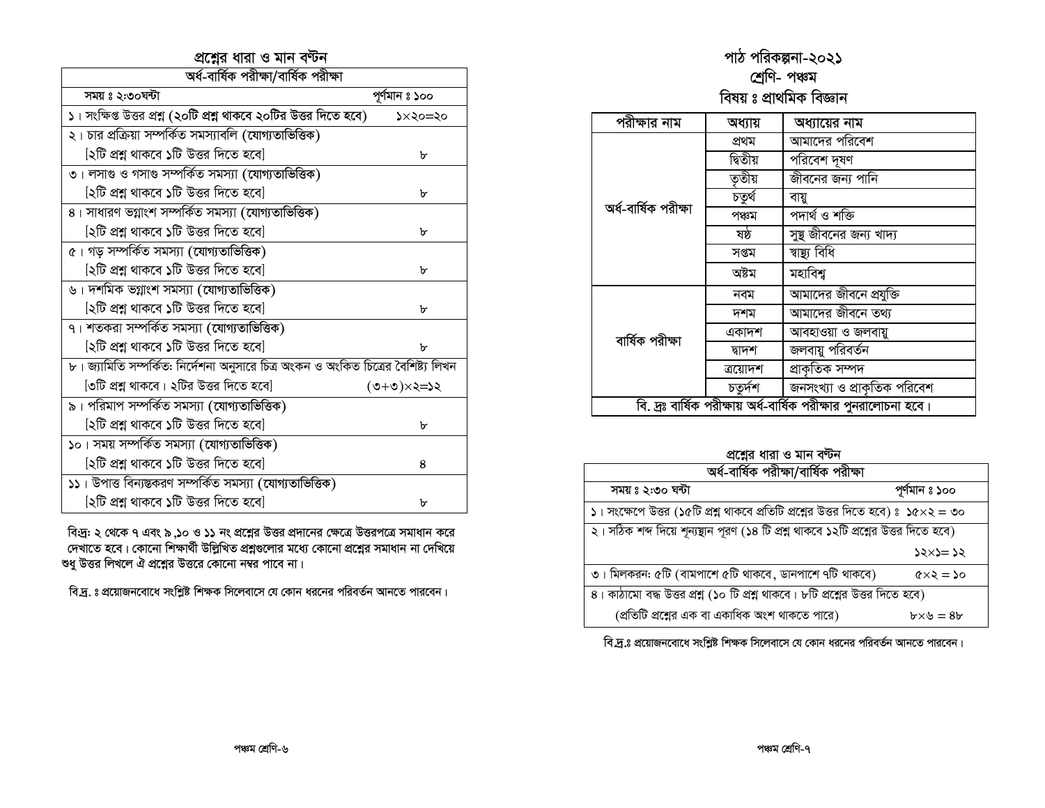## প্রশ্নের ধারা ও মান বণ্টন

| অর্ধ-বার্ষিক পরীক্ষা/বার্ষিক পরীক্ষা | |
|---|---|
| সময় ঃ ২:৩০ঘন্টা | পূর্ণমান ঃ ১০০ |
| ১। সংক্ষিপ্ত উত্তর প্রশ্ন (২০টি প্রশ্ন থাকবে ২০টির উত্তর দিতে হবে) | ১×২০=২০ |
| ২। চার প্রক্রিয়া সম্পর্কিত সমস্যাবলি (যোগ্যতাভিত্তিক) [২টি প্রশ্ন থাকবে ১টি উত্তর দিতে হবে] | ৮ |
| ৩। লসাগু ও গসাগু সম্পর্কিত সমস্যা (যোগ্যতাভিত্তিক) [২টি প্রশ্ন থাকবে ১টি উত্তর দিতে হবে] | ৮ |
| ৪। সাধারণ ভগ্নাংশ সম্পর্কিত সমস্যা (যোগ্যতাভিত্তিক) [২টি প্রশ্ন থাকবে ১টি উত্তর দিতে হবে] | ৮ |
| ৫। গড় সম্পর্কিত সমস্যা (যোগ্যতাভিত্তিক) [২টি প্রশ্ন থাকবে ১টি উত্তর দিতে হবে] | ৮ |
| ৬। দশমিক ভগ্নাংশ সমস্যা (যোগ্যতাভিত্তিক) [২টি প্রশ্ন থাকবে ১টি উত্তর দিতে হবে] | ৮ |
| ৭। শতকরা সম্পর্কিত সমস্যা (যোগ্যতাভিত্তিক) [২টি প্রশ্ন থাকবে ১টি উত্তর দিতে হবে] | ৮ |
| ৮। জ্যামিতি সম্পর্কিত: নির্দেশনা অনুসারে চিত্র অংকন ও অংকিত চিত্রের বৈশিষ্ট্য লিখন [৩টি প্রশ্ন থাকবে। ২টির উত্তর দিতে হবে] | (৩+৩)×২=১২ |
| ৯। পরিমাপ সম্পর্কিত সমস্যা (যোগ্যতাভিত্তিক) [২টি প্রশ্ন থাকবে ১টি উত্তর দিতে হবে] | ৮ |
| ১০। সময় সম্পর্কিত সমস্যা (যোগ্যতাভিত্তিক) [২টি প্রশ্ন থাকবে ১টি উত্তর দিতে হবে] | ৪ |
| ১১। উপাত্ত বিন্যস্তকরণ সম্পর্কিত সমস্যা (যোগ্যতাভিত্তিক) [২টি প্রশ্ন থাকবে ১টি উত্তর দিতে হবে] | ৮ |

বিদ্রঃ ২ থেকে ৭ এবং ৯,১০ ও ১১ নং প্রশ্নের উত্তর প্রদানের ক্ষেত্রে উত্তরপত্রে সমাধান করে দেখাতে হবে। কোনো শিক্ষার্থী উল্লিখিত প্রশ্নগুলোর মধ্যে কোনো প্রশ্নের সমাধান না দেখিয়ে শুধু উত্তর লিখলে ঐ প্রশ্নের উত্তরে কোনো নম্বর পাবে না।

বি.দ্র. ঃ প্রয়োজনবোধে সংশ্লিষ্ট শিক্ষক সিলেবাসে যে কোন ধরনের পরিবর্তন আনতে পারবেন।

# পাঠ পরিকল্পনা-২০২১
## শ্রেণি- পঞ্চম
## বিষয় ঃ প্রাথমিক বিজ্ঞান

| পরীক্ষার নাম | অধ্যায় | অধ্যায়ের নাম |
|---|---|---|
| অর্ধ-বার্ষিক পরীক্ষা | প্রথম | আমাদের পরিবেশ |
| | দ্বিতীয় | পরিবেশ দূষণ |
| | তৃতীয় | জীবনের জন্য পানি |
| | চতুর্থ | বায়ু |
| | পঞ্চম | পদার্থ ও শক্তি |
| | ষষ্ঠ | সুস্থ জীবনের জন্য খাদ্য |
| | সপ্তম | স্বাস্থ্য বিধি |
| | অষ্টম | মহাবিশ্ব |
| বার্ষিক পরীক্ষা | নবম | আমাদের জীবনে প্রযুক্তি |
| | দশম | আমাদের জীবনে তথ্য |
| | একাদশ | আবহাওয়া ও জলবায়ু |
| | দ্বাদশ | জলবায়ু পরিবর্তন |
| | ত্রয়োদশ | প্রাকৃতিক সম্পদ |
| | চতুর্দশ | জনসংখ্যা ও প্রাকৃতিক পরিবেশ |
| বি. দ্রঃ বার্ষিক পরীক্ষায় অর্ধ-বার্ষিক পরীক্ষার পুনরালোচনা হবে। | | |

## প্রশ্নের ধারা ও মান বণ্টন

| অর্ধ-বার্ষিক পরীক্ষা/বার্ষিক পরীক্ষা | |
|---|---|
| সময় ঃ ২:৩০ ঘন্টা | পূর্ণমান ঃ ১০০ |
| ১। সংক্ষেপে উত্তর (১৫টি প্রশ্ন থাকবে প্রতিটি প্রশ্নের উত্তর দিতে হবে) ঃ | ১৫×২ = ৩০ |
| ২। সঠিক শব্দ দিয়ে শূন্যস্থান পূরণ (১৪ টি প্রশ্ন থাকবে ১২টি প্রশ্নের উত্তর দিতে হবে) | ১২×১= ১২ |
| ৩। মিলকরন: ৫টি (বামপাশে ৫টি থাকবে, ডানপাশে ৭টি থাকবে) | ৫×২ = ১০ |
| ৪। কাঠামো বদ্ধ উত্তর প্রশ্ন (১০ টি প্রশ্ন থাকবে। ৮টি প্রশ্নের উত্তর দিতে হবে) (প্রতিটি প্রশ্নের এক বা একাধিক অংশ থাকতে পারে) | ৮×৬ = ৪৮ |

বি.দ্র.ঃ প্রয়োজনবোধে সংশ্লিষ্ট শিক্ষক সিলেবাসে যে কোন ধরনের পরিবর্তন আনতে পারবেন।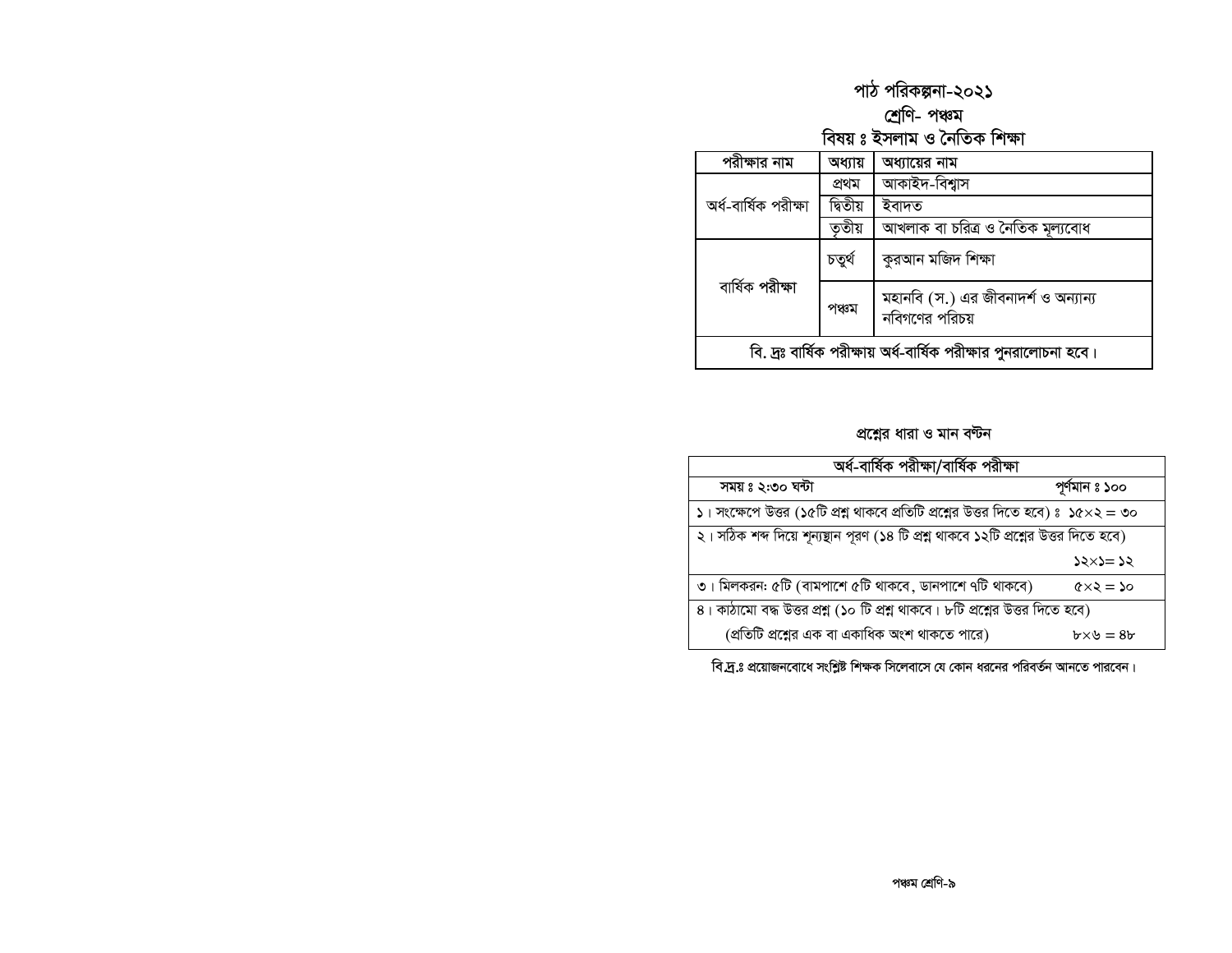# পাঠ পরিকল্পনা-২০২১

## শ্রেণি- পঞ্চম

## বিষয় ঃ ইসলাম ও নৈতিক শিক্ষা

| পরীক্ষার নাম | অধ্যায় | অধ্যায়ের নাম |
|---|---|---|
| অর্ধ-বার্ষিক পরীক্ষা | প্রথম | আকাইদ-বিশ্বাস |
| | দ্বিতীয় | ইবাদত |
| | তৃতীয় | আখলাক বা চরিত্র ও নৈতিক মূল্যবোধ |
| বার্ষিক পরীক্ষা | চতুর্থ | কুরআন মজিদ শিক্ষা |
| | পঞ্চম | মহানবি (স.) এর জীবনাদর্শ ও অন্যান্য নবিগণের পরিচয় |
| বি. দ্রঃ বার্ষিক পরীক্ষায় অর্ধ-বার্ষিক পরীক্ষার পুনরালোচনা হবে। | | |

## প্রশ্নের ধারা ও মান বণ্টন

| অর্ধ-বার্ষিক পরীক্ষা/বার্ষিক পরীক্ষা | |
|---|---|
| সময় ঃ ২:৩০ ঘন্টা | পূর্ণমান ঃ ১০০ |
| ১। সংক্ষেপে উত্তর (১৫টি প্রশ্ন থাকবে প্রতিটি প্রশ্নের উত্তর দিতে হবে) ঃ | ১৫×২ = ৩০ |
| ২। সঠিক শব্দ দিয়ে শূন্যস্থান পূরণ (১৪ টি প্রশ্ন থাকবে ১২টি প্রশ্নের উত্তর দিতে হবে) | ১২×১= ১২ |
| ৩। মিলকরন: ৫টি (বামপাশে ৫টি থাকবে, ডানপাশে ৭টি থাকবে) | ৫×২ = ১০ |
| ৪। কাঠামো বদ্ধ উত্তর প্রশ্ন (১০ টি প্রশ্ন থাকবে। ৮টি প্রশ্নের উত্তর দিতে হবে) (প্রতিটি প্রশ্নের এক বা একাধিক অংশ থাকতে পারে) | ৮×৬ = ৪৮ |

বি.দ্র.ঃ প্রয়োজনবোধে সংশ্লিষ্ট শিক্ষক সিলেবাসে যে কোন ধরনের পরিবর্তন আনতে পারবেন।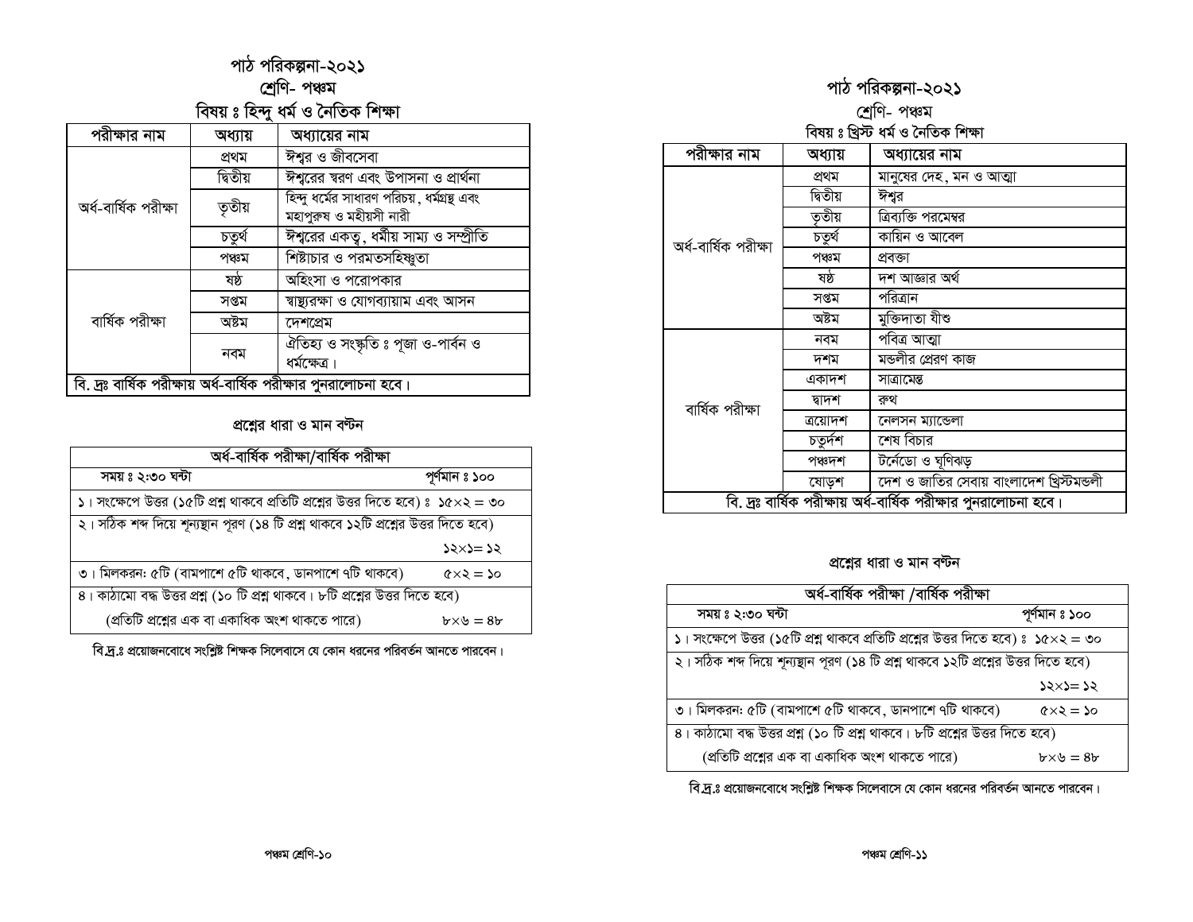## পাঠ পরিকল্পনা-২০২১

### শ্রেণি- পঞ্চম

### বিষয় ঃ হিন্দু ধর্ম ও নৈতিক শিক্ষা

| পরীক্ষার নাম | অধ্যায় | অধ্যায়ের নাম |
|---|---|---|
| অর্ধ-বার্ষিক পরীক্ষা | প্রথম | ঈশ্বর ও জীবসেবা |
| | দ্বিতীয় | ঈশ্বরের স্বরণ এবং উপাসনা ও প্রার্থনা |
| | তৃতীয় | হিন্দু ধর্মের সাধারণ পরিচয়, ধর্মগ্রন্থ এবং মহাপুরুষ ও মহীয়সী নারী |
| | চতুর্থ | ঈশ্বরের একত্ব, ধর্মীয় সাম্য ও সম্প্রীতি |
| | পঞ্চম | শিষ্টাচার ও পরমতসহিষ্ণুতা |
| বার্ষিক পরীক্ষা | ষষ্ঠ | অহিংসা ও পরোপকার |
| | সপ্তম | স্বাস্থ্যরক্ষা ও যোগব্যায়াম এবং আসন |
| | অষ্টম | দেশপ্রেম |
| | নবম | ঐতিহ্য ও সংস্কৃতি ঃ পূজা ও-পার্বন ও ধর্মক্ষেত্র। |

**বি. দ্রঃ বার্ষিক পরীক্ষায় অর্ধ-বার্ষিক পরীক্ষার পুনরালোচনা হবে।**

#### প্রশ্নের ধারা ও মান বণ্টন

**অর্ধ-বার্ষিক পরীক্ষা/বার্ষিক পরীক্ষা**

**সময় ঃ ২:৩০ ঘন্টা** **পূর্ণমান ঃ ১০০**

১। সংক্ষেপে উত্তর (১৫টি প্রশ্ন থাকবে প্রতিটি প্রশ্নের উত্তর দিতে হবে) ঃ ১৫×২ = ৩০

২। সঠিক শব্দ দিয়ে শূন্যস্থান পূরণ (১৪ টি প্রশ্ন থাকবে ১২টি প্রশ্নের উত্তর দিতে হবে) ১২×১= ১২

৩। মিলকরন: ৫টি (বামপাশে ৫টি থাকবে, ডানপাশে ৭টি থাকবে) ৫×২ = ১০

৪। কাঠামো বদ্ধ উত্তর প্রশ্ন (১০ টি প্রশ্ন থাকবে। ৮টি প্রশ্নের উত্তর দিতে হবে)
(প্রতিটি প্রশ্নের এক বা একাধিক অংশ থাকতে পারে) ৮×৬ = ৪৮

**বি.দ্র.ঃ প্রয়োজনবোধে সংশ্লিষ্ট শিক্ষক সিলেবাসে যে কোন ধরনের পরিবর্তন আনতে পারবেন।**

## পাঠ পরিকল্পনা-২০২১

### শ্রেণি- পঞ্চম

### বিষয় ঃ খ্রিস্ট ধর্ম ও নৈতিক শিক্ষা

| পরীক্ষার নাম | অধ্যায় | অধ্যায়ের নাম |
|---|---|---|
| অর্ধ-বার্ষিক পরীক্ষা | প্রথম | মানুষের দেহ, মন ও আত্মা |
| | দ্বিতীয় | ঈশ্বর |
| | তৃতীয় | ত্রিব্যক্তি পরমেশ্বর |
| | চতুর্থ | কায়িন ও আবেল |
| | পঞ্চম | প্রবক্তা |
| | ষষ্ঠ | দশ আজ্ঞার অর্থ |
| | সপ্তম | পরিত্রান |
| | অষ্টম | মুক্তিদাতা যীশু |
| বার্ষিক পরীক্ষা | নবম | পবিত্র আত্মা |
| | দশম | মন্ডলীর প্রেরণ কাজ |
| | একাদশ | সাত্রামেন্ত |
| | দ্বাদশ | রুথ |
| | ত্রয়োদশ | নেলসন ম্যান্ডেলা |
| | চতুর্দশ | শেষ বিচার |
| | পঞ্চদশ | টর্নেডো ও ঘূণিঝড় |
| | ষোড়শ | দেশ ও জাতির সেবায় বাংলাদেশ খ্রিস্টমন্ডলী |

**বি. দ্রঃ বার্ষিক পরীক্ষায় অর্ধ-বার্ষিক পরীক্ষার পুনরালোচনা হবে।**

#### প্রশ্নের ধারা ও মান বণ্টন

**অর্ধ-বার্ষিক পরীক্ষা /বার্ষিক পরীক্ষা**

**সময় ঃ ২:৩০ ঘন্টা** **পূর্ণমান ঃ ১০০**

১। সংক্ষেপে উত্তর (১৫টি প্রশ্ন থাকবে প্রতিটি প্রশ্নের উত্তর দিতে হবে) ঃ ১৫×২ = ৩০

২। সঠিক শব্দ দিয়ে শূন্যস্থান পূরণ (১৪ টি প্রশ্ন থাকবে ১২টি প্রশ্নের উত্তর দিতে হবে) ১২×১= ১২

৩। মিলকরন: ৫টি (বামপাশে ৫টি থাকবে, ডানপাশে ৭টি থাকবে) ৫×২ = ১০

৪। কাঠামো বদ্ধ উত্তর প্রশ্ন (১০ টি প্রশ্ন থাকবে। ৮টি প্রশ্নের উত্তর দিতে হবে)
(প্রতিটি প্রশ্নের এক বা একাধিক অংশ থাকতে পারে) ৮×৬ = ৪৮

**বি.দ্র.ঃ প্রয়োজনবোধে সংশ্লিষ্ট শিক্ষক সিলেবাসে যে কোন ধরনের পরিবর্তন আনতে পারবেন।**